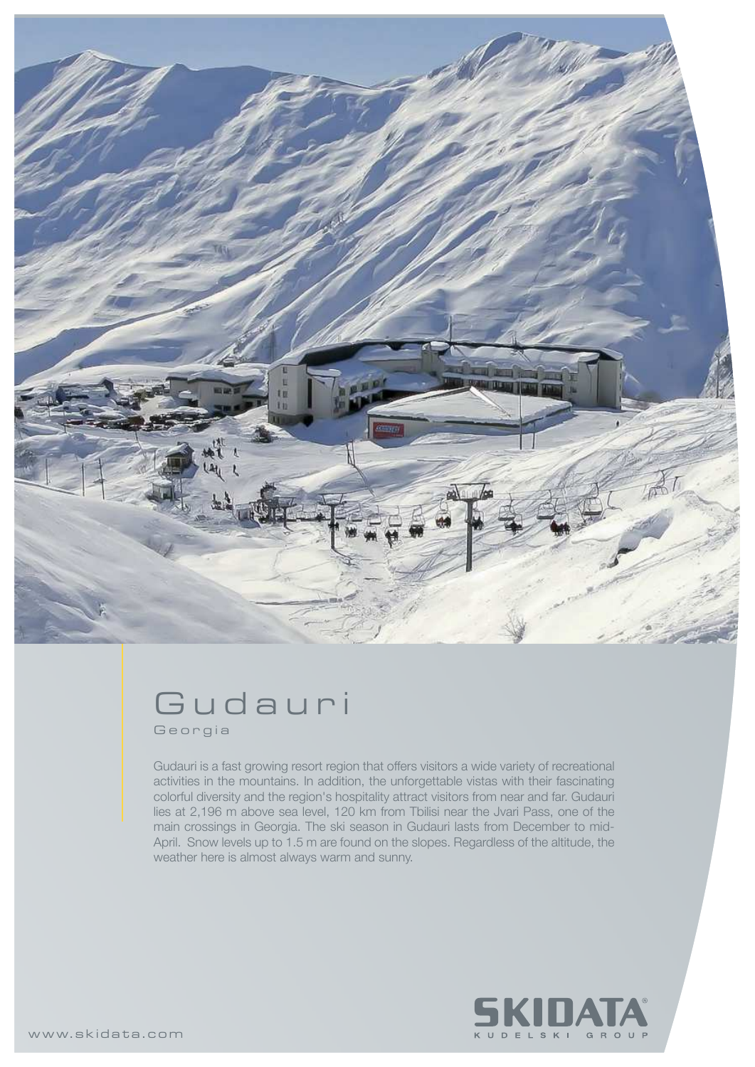# Gudauri

## Georgia

Gudauri is a fast growing resort region that offers visitors a wide variety of recreational activities in the mountains. In addition, the unforgettable vistas with their fascinating colorful diversity and the region's hospitality attract visitors from near and far. Gudauri lies at 2,196 m above sea level, 120 km from Tbilisi near the Jvari Pass, one of the main crossings in Georgia. The ski season in Gudauri lasts from December to mid-April. Snow levels up to 1.5 m are found on the slopes. Regardless of the altitude, the weather here is almost always warm and sunny.

www.skidata.com

SKIDATA®
KUDELSKI GROUP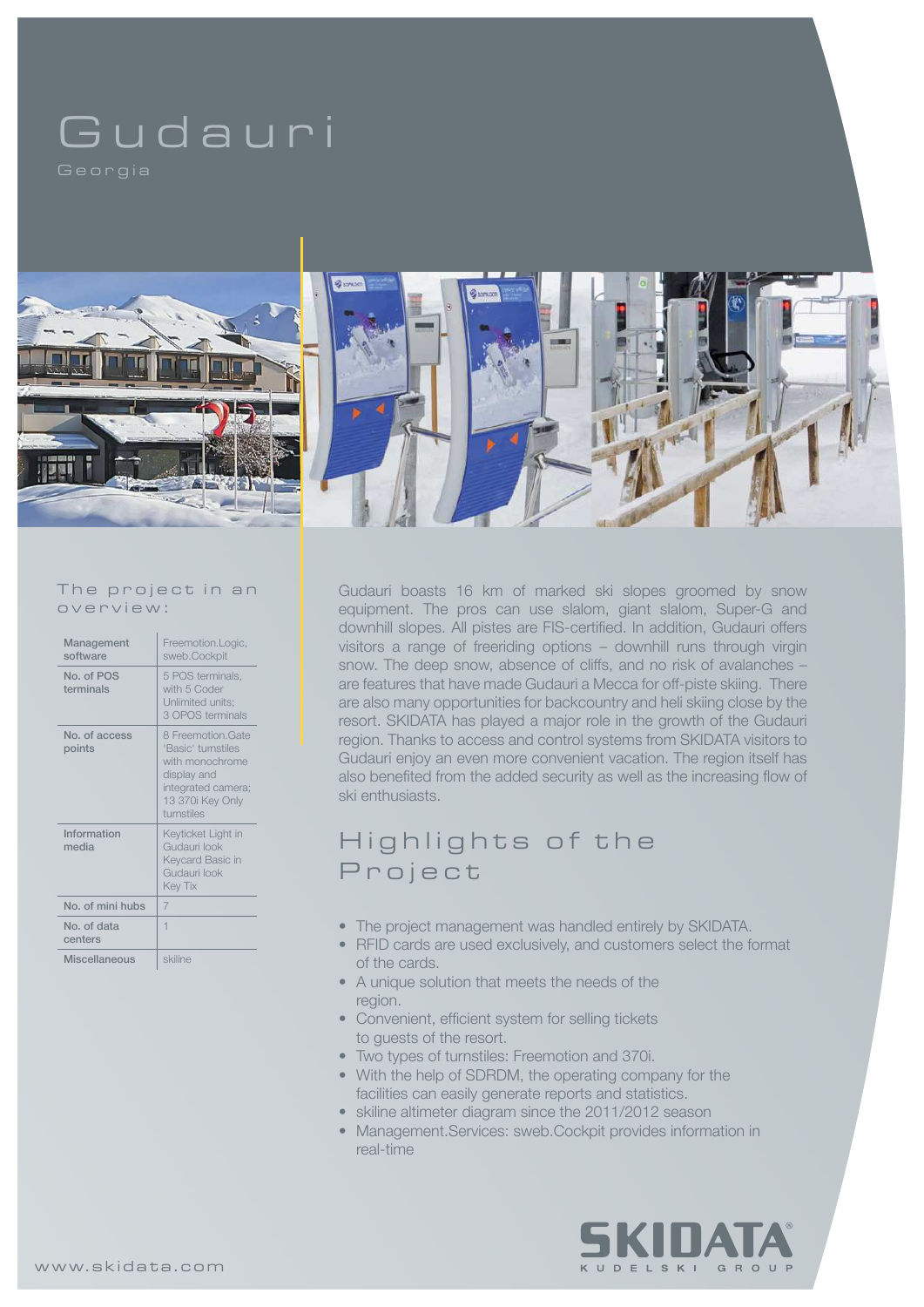# Gudauri

Georgia

## The project in an overview:

| | |
|---|---|
| Management software | Freemotion.Logic, sweb.Cockpit |
| No. of POS terminals | 5 POS terminals, with 5 Coder Unlimited units; 3 OPOS terminals |
| No. of access points | 8 Freemotion.Gate 'Basic' turnstiles with monochrome display and integrated camera; 13 370i Key Only turnstiles |
| Information media | Keyticket Light in Gudauri look Keycard Basic in Gudauri look Key Tix |
| No. of mini hubs | 7 |
| No. of data centers | 1 |
| Miscellaneous | skiline |

Gudauri boasts 16 km of marked ski slopes groomed by snow equipment. The pros can use slalom, giant slalom, Super-G and downhill slopes. All pistes are FIS-certified. In addition, Gudauri offers visitors a range of freeriding options – downhill runs through virgin snow. The deep snow, absence of cliffs, and no risk of avalanches – are features that have made Gudauri a Mecca for off-piste skiing. There are also many opportunities for backcountry and heli skiing close by the resort. SKIDATA has played a major role in the growth of the Gudauri region. Thanks to access and control systems from SKIDATA visitors to Gudauri enjoy an even more convenient vacation. The region itself has also benefited from the added security as well as the increasing flow of ski enthusiasts.

## Highlights of the Project

- The project management was handled entirely by SKIDATA.
- RFID cards are used exclusively, and customers select the format of the cards.
- A unique solution that meets the needs of the region.
- Convenient, efficient system for selling tickets to guests of the resort.
- Two types of turnstiles: Freemotion and 370i.
- With the help of SDRDM, the operating company for the facilities can easily generate reports and statistics.
- skiline altimeter diagram since the 2011/2012 season
- Management.Services: sweb.Cockpit provides information in real-time

www.skidata.com

SKIDATA®
KUDELSKI GROUP